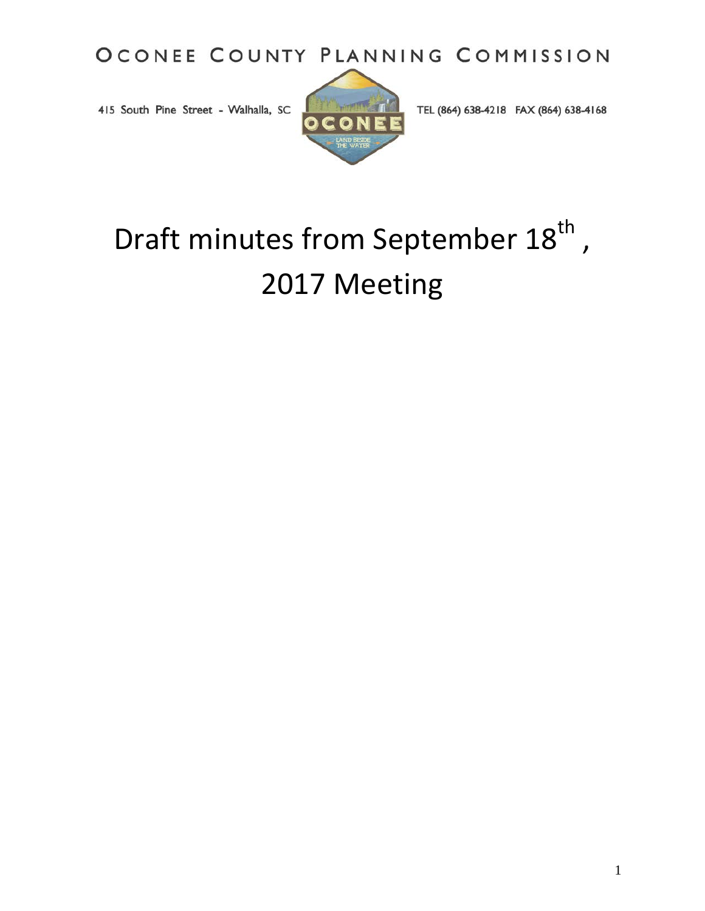OCONEE COUNTY PLANNING COMMISSION

415 South Pine Street - Walhalla, SC

TEL (864) 638-4218 FAX (864) 638-4168

# Draft minutes from September 18th , 2017 Meeting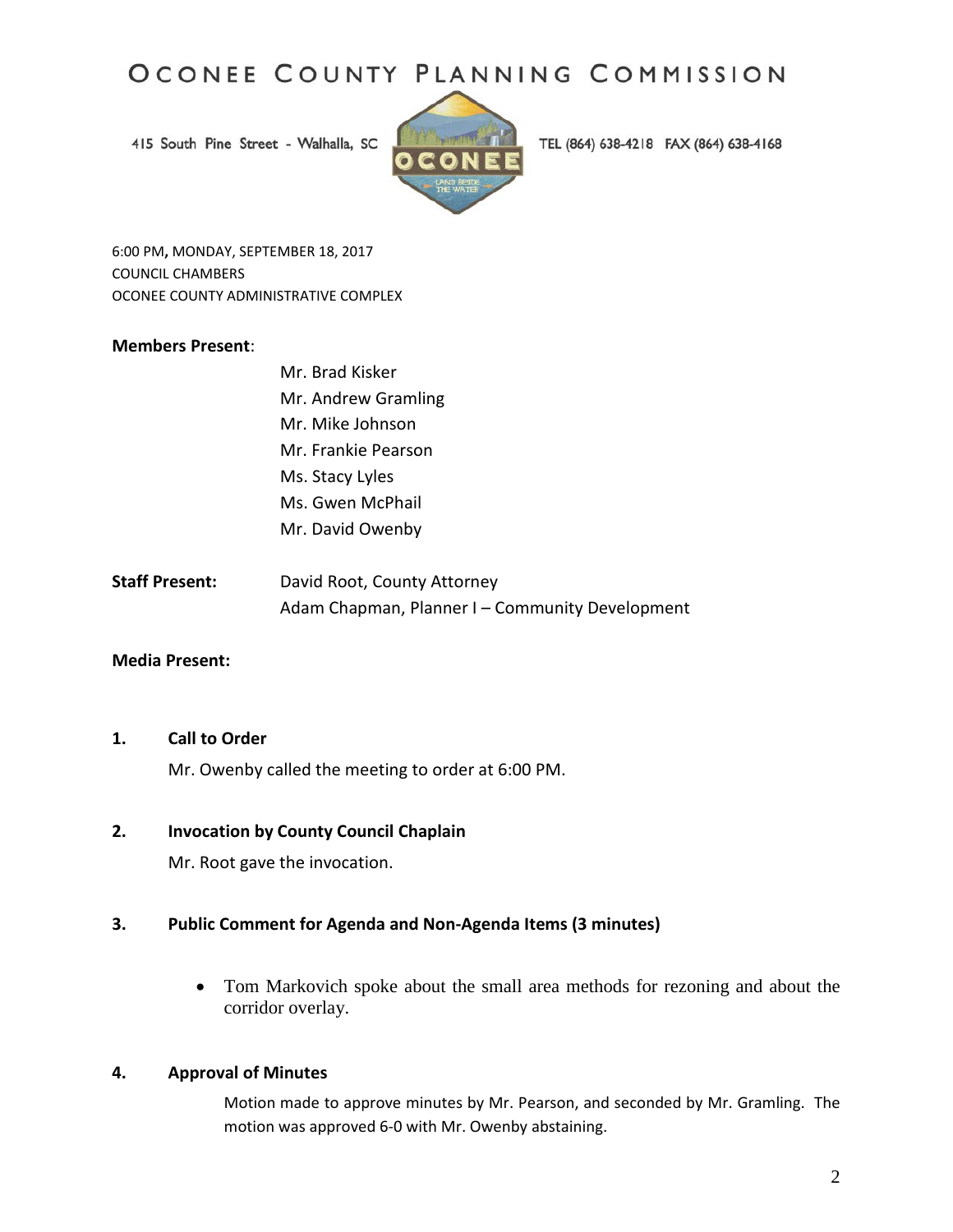# OCONEE COUNTY PLANNING COMMISSION

415 South Pine Street - Walhalla, SC

TEL (864) 638-4218 FAX (864) 638-4168

6:00 PM, MONDAY, SEPTEMBER 18, 2017
COUNCIL CHAMBERS
OCONEE COUNTY ADMINISTRATIVE COMPLEX

**Members Present**:

Mr. Brad Kisker
Mr. Andrew Gramling
Mr. Mike Johnson
Mr. Frankie Pearson
Ms. Stacy Lyles
Ms. Gwen McPhail
Mr. David Owenby

**Staff Present:** David Root, County Attorney
Adam Chapman, Planner I – Community Development

**Media Present:**

## 1. Call to Order

Mr. Owenby called the meeting to order at 6:00 PM.

## 2. Invocation by County Council Chaplain

Mr. Root gave the invocation.

## 3. Public Comment for Agenda and Non-Agenda Items (3 minutes)

- Tom Markovich spoke about the small area methods for rezoning and about the corridor overlay.

## 4. Approval of Minutes

Motion made to approve minutes by Mr. Pearson, and seconded by Mr. Gramling. The motion was approved 6-0 with Mr. Owenby abstaining.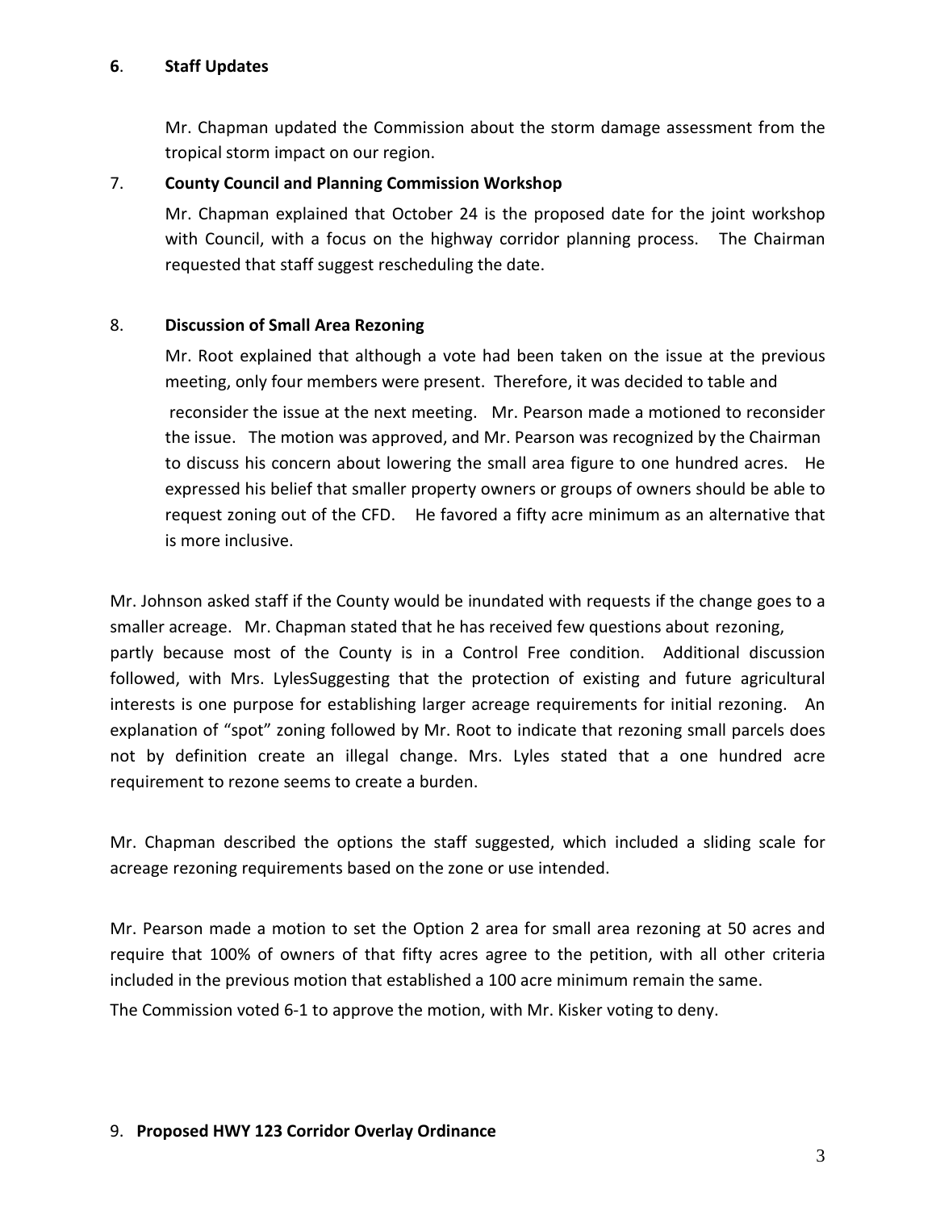**6**. **Staff Updates**

Mr. Chapman updated the Commission about the storm damage assessment from the tropical storm impact on our region.

7. **County Council and Planning Commission Workshop**

Mr. Chapman explained that October 24 is the proposed date for the joint workshop with Council, with a focus on the highway corridor planning process. The Chairman requested that staff suggest rescheduling the date.

8. **Discussion of Small Area Rezoning**

Mr. Root explained that although a vote had been taken on the issue at the previous meeting, only four members were present. Therefore, it was decided to table and reconsider the issue at the next meeting. Mr. Pearson made a motioned to reconsider the issue. The motion was approved, and Mr. Pearson was recognized by the Chairman to discuss his concern about lowering the small area figure to one hundred acres. He expressed his belief that smaller property owners or groups of owners should be able to request zoning out of the CFD. He favored a fifty acre minimum as an alternative that is more inclusive.

Mr. Johnson asked staff if the County would be inundated with requests if the change goes to a smaller acreage. Mr. Chapman stated that he has received few questions about rezoning, partly because most of the County is in a Control Free condition. Additional discussion followed, with Mrs. LylesSuggesting that the protection of existing and future agricultural interests is one purpose for establishing larger acreage requirements for initial rezoning. An explanation of "spot" zoning followed by Mr. Root to indicate that rezoning small parcels does not by definition create an illegal change. Mrs. Lyles stated that a one hundred acre requirement to rezone seems to create a burden.

Mr. Chapman described the options the staff suggested, which included a sliding scale for acreage rezoning requirements based on the zone or use intended.

Mr. Pearson made a motion to set the Option 2 area for small area rezoning at 50 acres and require that 100% of owners of that fifty acres agree to the petition, with all other criteria included in the previous motion that established a 100 acre minimum remain the same.

The Commission voted 6-1 to approve the motion, with Mr. Kisker voting to deny.

9. **Proposed HWY 123 Corridor Overlay Ordinance**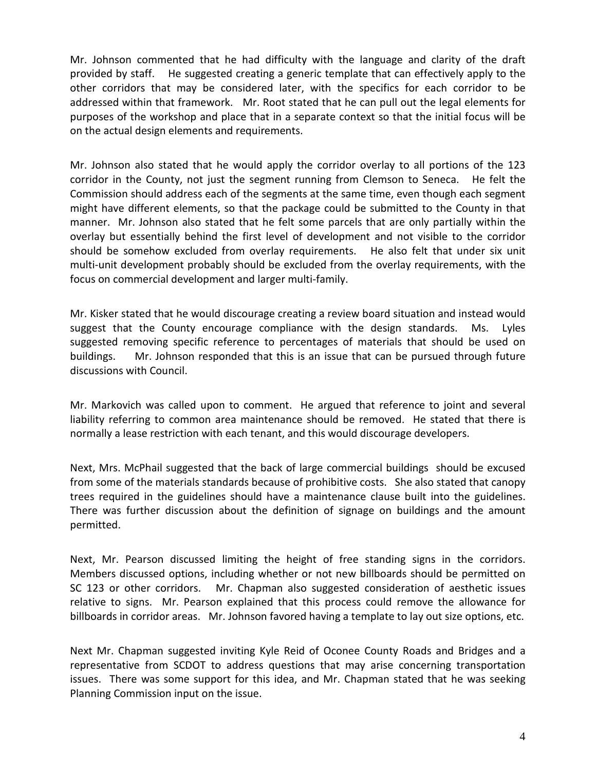Mr. Johnson commented that he had difficulty with the language and clarity of the draft provided by staff. He suggested creating a generic template that can effectively apply to the other corridors that may be considered later, with the specifics for each corridor to be addressed within that framework. Mr. Root stated that he can pull out the legal elements for purposes of the workshop and place that in a separate context so that the initial focus will be on the actual design elements and requirements.

Mr. Johnson also stated that he would apply the corridor overlay to all portions of the 123 corridor in the County, not just the segment running from Clemson to Seneca. He felt the Commission should address each of the segments at the same time, even though each segment might have different elements, so that the package could be submitted to the County in that manner. Mr. Johnson also stated that he felt some parcels that are only partially within the overlay but essentially behind the first level of development and not visible to the corridor should be somehow excluded from overlay requirements. He also felt that under six unit multi-unit development probably should be excluded from the overlay requirements, with the focus on commercial development and larger multi-family.

Mr. Kisker stated that he would discourage creating a review board situation and instead would suggest that the County encourage compliance with the design standards. Ms. Lyles suggested removing specific reference to percentages of materials that should be used on buildings. Mr. Johnson responded that this is an issue that can be pursued through future discussions with Council.

Mr. Markovich was called upon to comment. He argued that reference to joint and several liability referring to common area maintenance should be removed. He stated that there is normally a lease restriction with each tenant, and this would discourage developers.

Next, Mrs. McPhail suggested that the back of large commercial buildings should be excused from some of the materials standards because of prohibitive costs. She also stated that canopy trees required in the guidelines should have a maintenance clause built into the guidelines. There was further discussion about the definition of signage on buildings and the amount permitted.

Next, Mr. Pearson discussed limiting the height of free standing signs in the corridors. Members discussed options, including whether or not new billboards should be permitted on SC 123 or other corridors. Mr. Chapman also suggested consideration of aesthetic issues relative to signs. Mr. Pearson explained that this process could remove the allowance for billboards in corridor areas. Mr. Johnson favored having a template to lay out size options, etc.

Next Mr. Chapman suggested inviting Kyle Reid of Oconee County Roads and Bridges and a representative from SCDOT to address questions that may arise concerning transportation issues. There was some support for this idea, and Mr. Chapman stated that he was seeking Planning Commission input on the issue.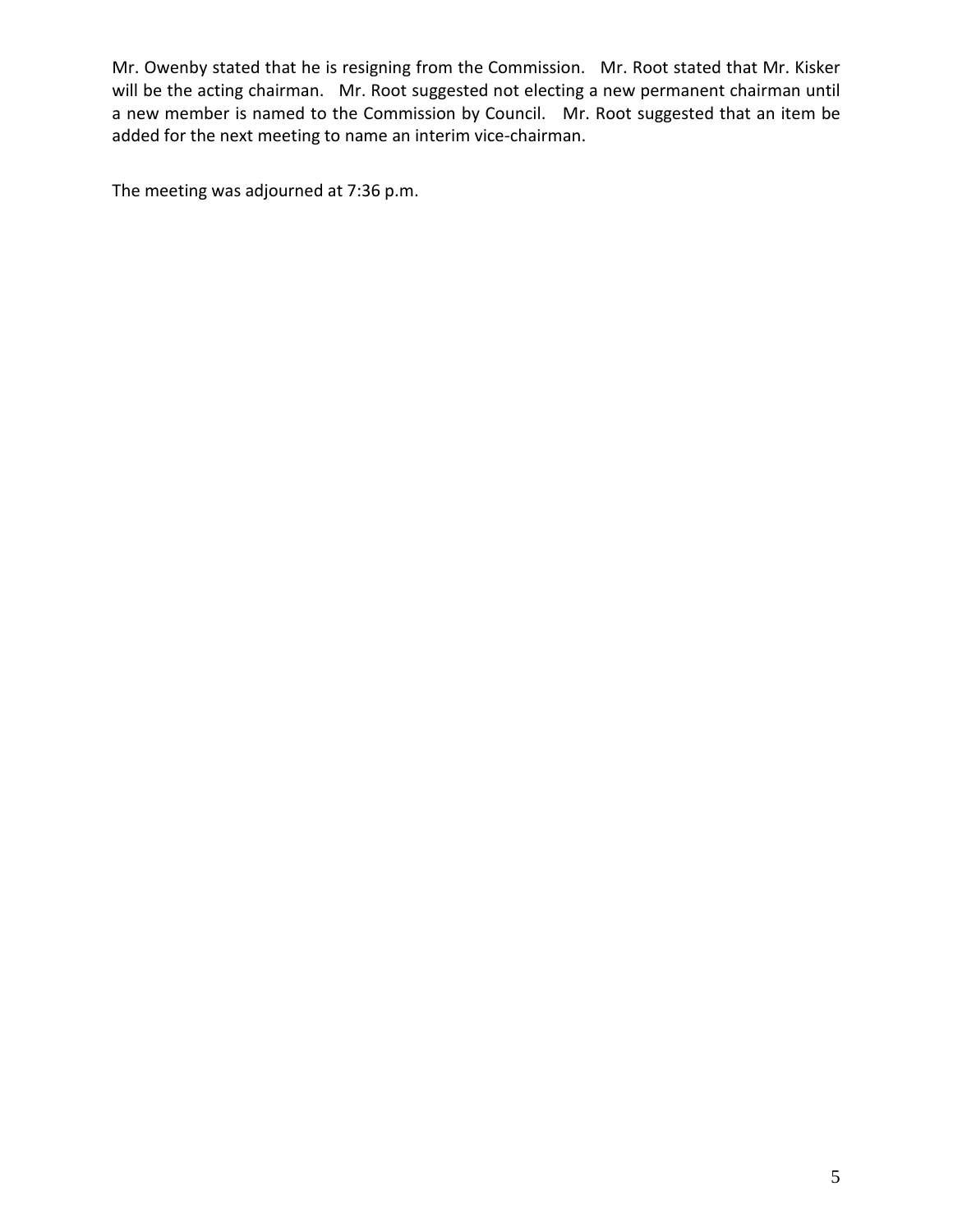Mr. Owenby stated that he is resigning from the Commission. Mr. Root stated that Mr. Kisker will be the acting chairman. Mr. Root suggested not electing a new permanent chairman until a new member is named to the Commission by Council. Mr. Root suggested that an item be added for the next meeting to name an interim vice-chairman.

The meeting was adjourned at 7:36 p.m.